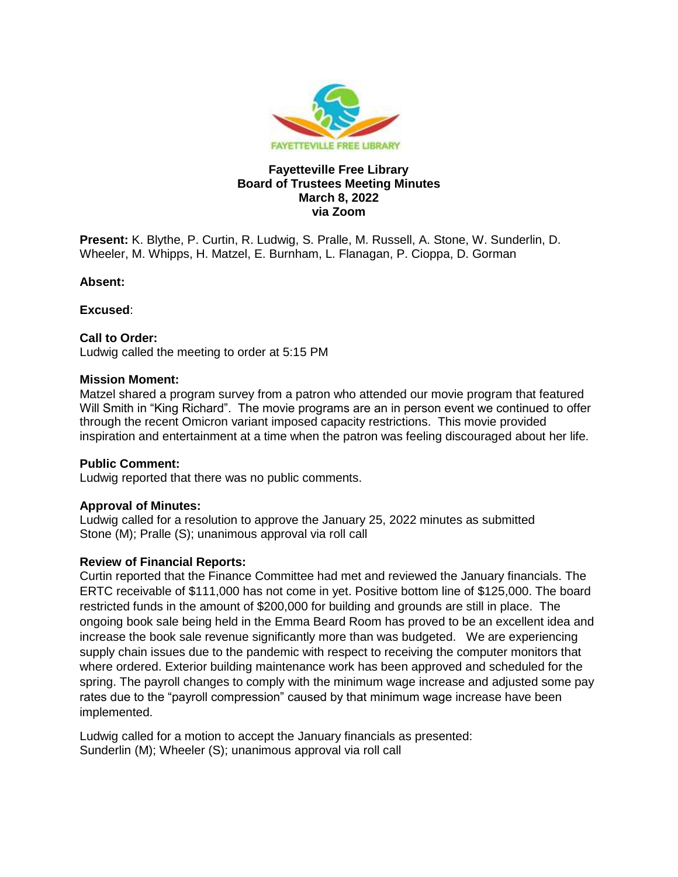**Fayetteville Free Library**
**Board of Trustees Meeting Minutes**
**March 8, 2022**
**via Zoom**

**Present:** K. Blythe, P. Curtin, R. Ludwig, S. Pralle, M. Russell, A. Stone, W. Sunderlin, D. Wheeler, M. Whipps, H. Matzel, E. Burnham, L. Flanagan, P. Cioppa, D. Gorman

**Absent:**

**Excused**:

**Call to Order:**
Ludwig called the meeting to order at 5:15 PM

**Mission Moment:**
Matzel shared a program survey from a patron who attended our movie program that featured Will Smith in "King Richard". The movie programs are an in person event we continued to offer through the recent Omicron variant imposed capacity restrictions. This movie provided inspiration and entertainment at a time when the patron was feeling discouraged about her life.

**Public Comment:**
Ludwig reported that there was no public comments.

**Approval of Minutes:**
Ludwig called for a resolution to approve the January 25, 2022 minutes as submitted
Stone (M); Pralle (S); unanimous approval via roll call

**Review of Financial Reports:**
Curtin reported that the Finance Committee had met and reviewed the January financials. The ERTC receivable of $111,000 has not come in yet. Positive bottom line of $125,000. The board restricted funds in the amount of $200,000 for building and grounds are still in place. The ongoing book sale being held in the Emma Beard Room has proved to be an excellent idea and increase the book sale revenue significantly more than was budgeted. We are experiencing supply chain issues due to the pandemic with respect to receiving the computer monitors that where ordered. Exterior building maintenance work has been approved and scheduled for the spring. The payroll changes to comply with the minimum wage increase and adjusted some pay rates due to the "payroll compression" caused by that minimum wage increase have been implemented.

Ludwig called for a motion to accept the January financials as presented:
Sunderlin (M); Wheeler (S); unanimous approval via roll call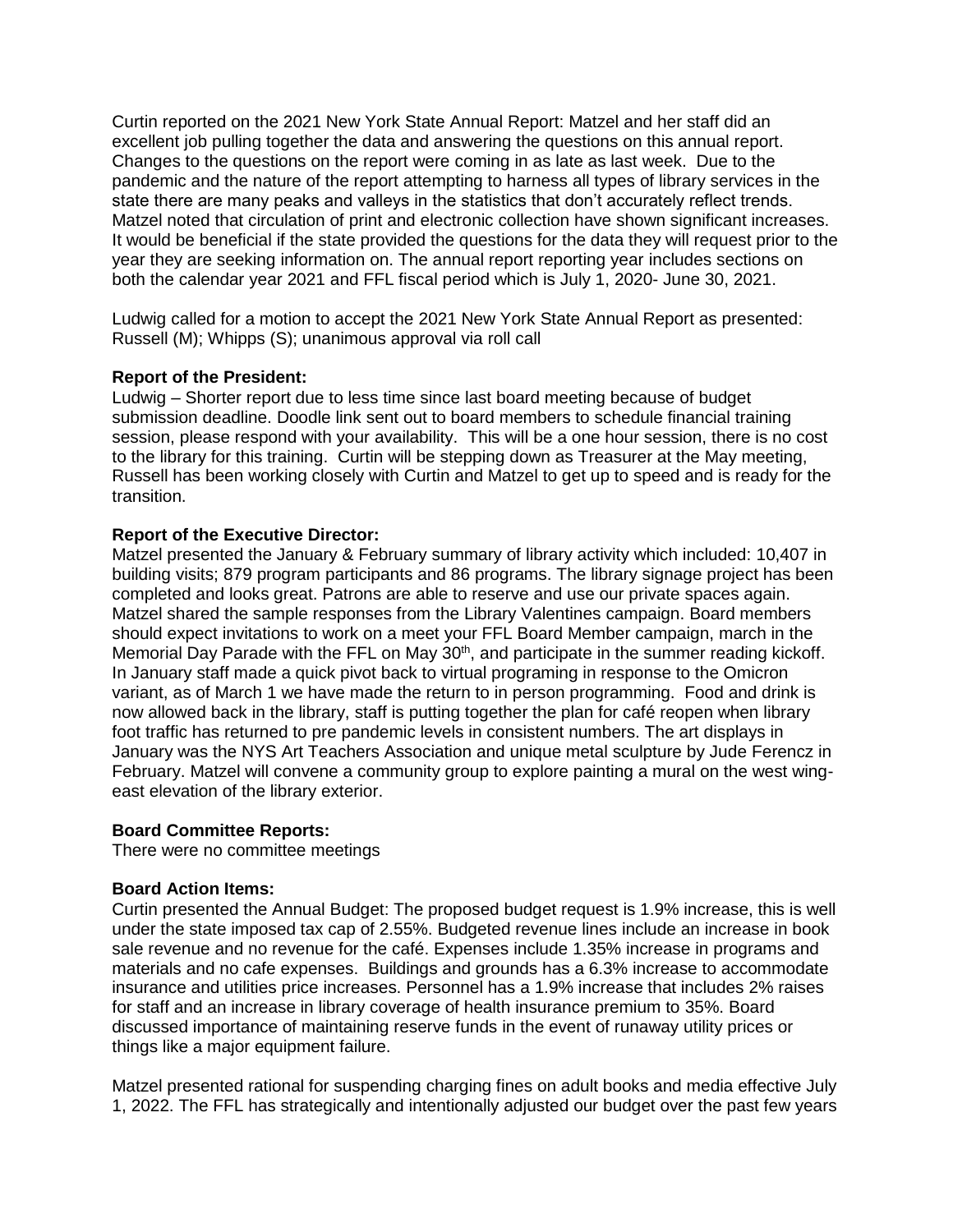Curtin reported on the 2021 New York State Annual Report: Matzel and her staff did an excellent job pulling together the data and answering the questions on this annual report. Changes to the questions on the report were coming in as late as last week. Due to the pandemic and the nature of the report attempting to harness all types of library services in the state there are many peaks and valleys in the statistics that don't accurately reflect trends. Matzel noted that circulation of print and electronic collection have shown significant increases. It would be beneficial if the state provided the questions for the data they will request prior to the year they are seeking information on. The annual report reporting year includes sections on both the calendar year 2021 and FFL fiscal period which is July 1, 2020- June 30, 2021.

Ludwig called for a motion to accept the 2021 New York State Annual Report as presented: Russell (M); Whipps (S); unanimous approval via roll call

**Report of the President:**

Ludwig – Shorter report due to less time since last board meeting because of budget submission deadline. Doodle link sent out to board members to schedule financial training session, please respond with your availability. This will be a one hour session, there is no cost to the library for this training. Curtin will be stepping down as Treasurer at the May meeting, Russell has been working closely with Curtin and Matzel to get up to speed and is ready for the transition.

**Report of the Executive Director:**

Matzel presented the January & February summary of library activity which included: 10,407 in building visits; 879 program participants and 86 programs. The library signage project has been completed and looks great. Patrons are able to reserve and use our private spaces again. Matzel shared the sample responses from the Library Valentines campaign. Board members should expect invitations to work on a meet your FFL Board Member campaign, march in the Memorial Day Parade with the FFL on May 30th, and participate in the summer reading kickoff. In January staff made a quick pivot back to virtual programing in response to the Omicron variant, as of March 1 we have made the return to in person programming. Food and drink is now allowed back in the library, staff is putting together the plan for café reopen when library foot traffic has returned to pre pandemic levels in consistent numbers. The art displays in January was the NYS Art Teachers Association and unique metal sculpture by Jude Ferencz in February. Matzel will convene a community group to explore painting a mural on the west wing-east elevation of the library exterior.

**Board Committee Reports:**

There were no committee meetings

**Board Action Items:**

Curtin presented the Annual Budget: The proposed budget request is 1.9% increase, this is well under the state imposed tax cap of 2.55%. Budgeted revenue lines include an increase in book sale revenue and no revenue for the café. Expenses include 1.35% increase in programs and materials and no cafe expenses. Buildings and grounds has a 6.3% increase to accommodate insurance and utilities price increases. Personnel has a 1.9% increase that includes 2% raises for staff and an increase in library coverage of health insurance premium to 35%. Board discussed importance of maintaining reserve funds in the event of runaway utility prices or things like a major equipment failure.

Matzel presented rational for suspending charging fines on adult books and media effective July 1, 2022. The FFL has strategically and intentionally adjusted our budget over the past few years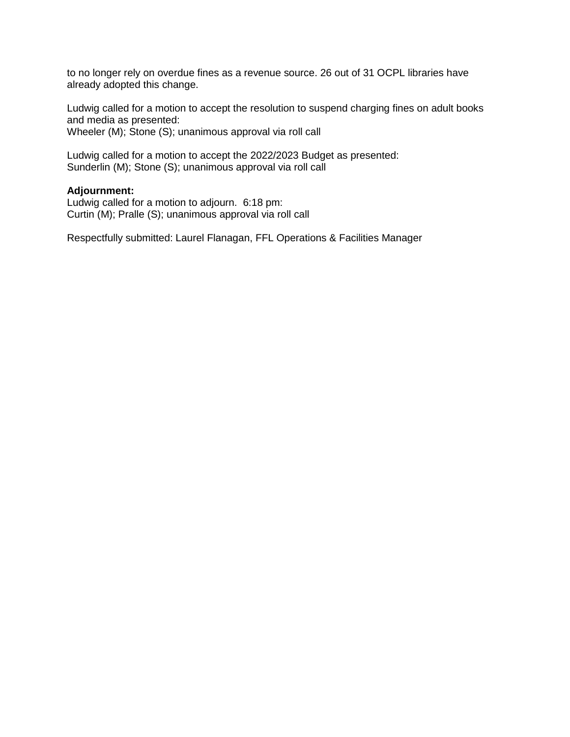to no longer rely on overdue fines as a revenue source. 26 out of 31 OCPL libraries have already adopted this change.

Ludwig called for a motion to accept the resolution to suspend charging fines on adult books and media as presented:
Wheeler (M); Stone (S); unanimous approval via roll call

Ludwig called for a motion to accept the 2022/2023 Budget as presented:
Sunderlin (M); Stone (S); unanimous approval via roll call

**Adjournment:**
Ludwig called for a motion to adjourn. 6:18 pm:
Curtin (M); Pralle (S); unanimous approval via roll call

Respectfully submitted: Laurel Flanagan, FFL Operations & Facilities Manager